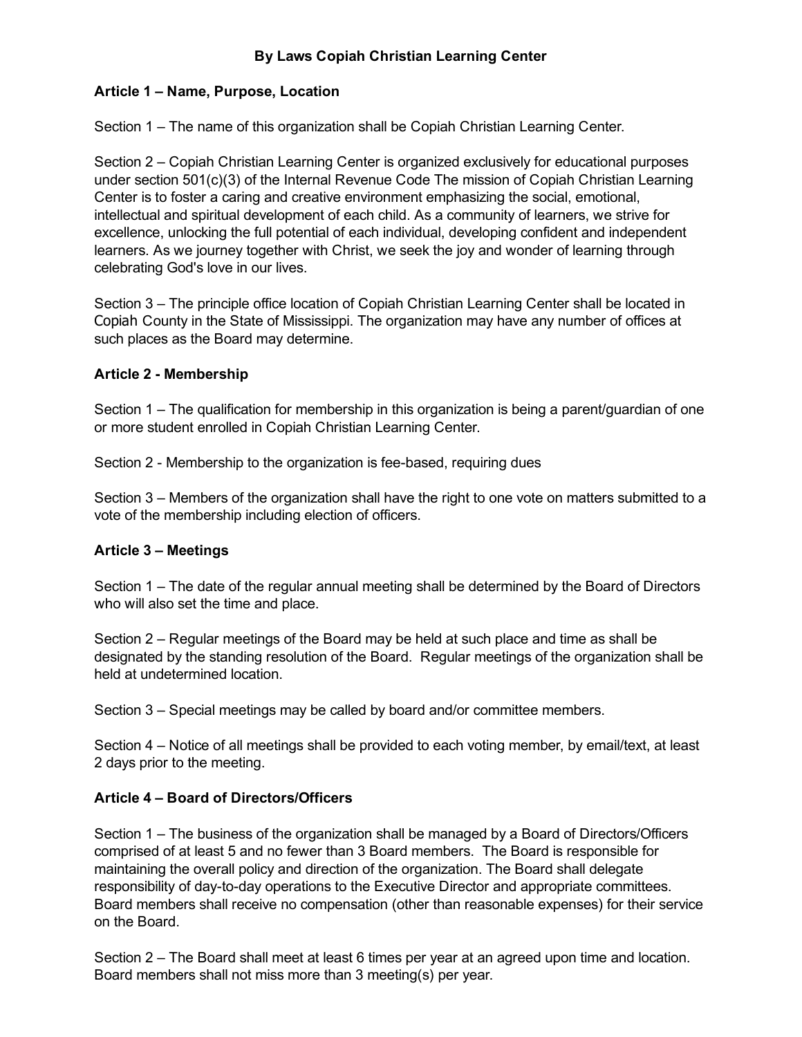# By Laws Copiah Christian Learning Center

## Article 1 – Name, Purpose, Location

Section 1 – The name of this organization shall be Copiah Christian Learning Center.

Section 2 – Copiah Christian Learning Center is organized exclusively for educational purposes under section 501(c)(3) of the Internal Revenue Code The mission of Copiah Christian Learning Center is to foster a caring and creative environment emphasizing the social, emotional, intellectual and spiritual development of each child. As a community of learners, we strive for excellence, unlocking the full potential of each individual, developing confident and independent learners. As we journey together with Christ, we seek the joy and wonder of learning through celebrating God's love in our lives.

Section 3 – The principle office location of Copiah Christian Learning Center shall be located in Copiah County in the State of Mississippi. The organization may have any number of offices at such places as the Board may determine.

## Article 2 - Membership

Section 1 – The qualification for membership in this organization is being a parent/guardian of one or more student enrolled in Copiah Christian Learning Center.

Section 2 - Membership to the organization is fee-based, requiring dues

Section 3 – Members of the organization shall have the right to one vote on matters submitted to a vote of the membership including election of officers.

## Article 3 – Meetings

Section 1 – The date of the regular annual meeting shall be determined by the Board of Directors who will also set the time and place.

Section 2 – Regular meetings of the Board may be held at such place and time as shall be designated by the standing resolution of the Board. Regular meetings of the organization shall be held at undetermined location.

Section 3 – Special meetings may be called by board and/or committee members.

Section 4 – Notice of all meetings shall be provided to each voting member, by email/text, at least 2 days prior to the meeting.

## Article 4 – Board of Directors/Officers

Section 1 – The business of the organization shall be managed by a Board of Directors/Officers comprised of at least 5 and no fewer than 3 Board members. The Board is responsible for maintaining the overall policy and direction of the organization. The Board shall delegate responsibility of day-to-day operations to the Executive Director and appropriate committees. Board members shall receive no compensation (other than reasonable expenses) for their service on the Board.

Section 2 – The Board shall meet at least 6 times per year at an agreed upon time and location. Board members shall not miss more than 3 meeting(s) per year.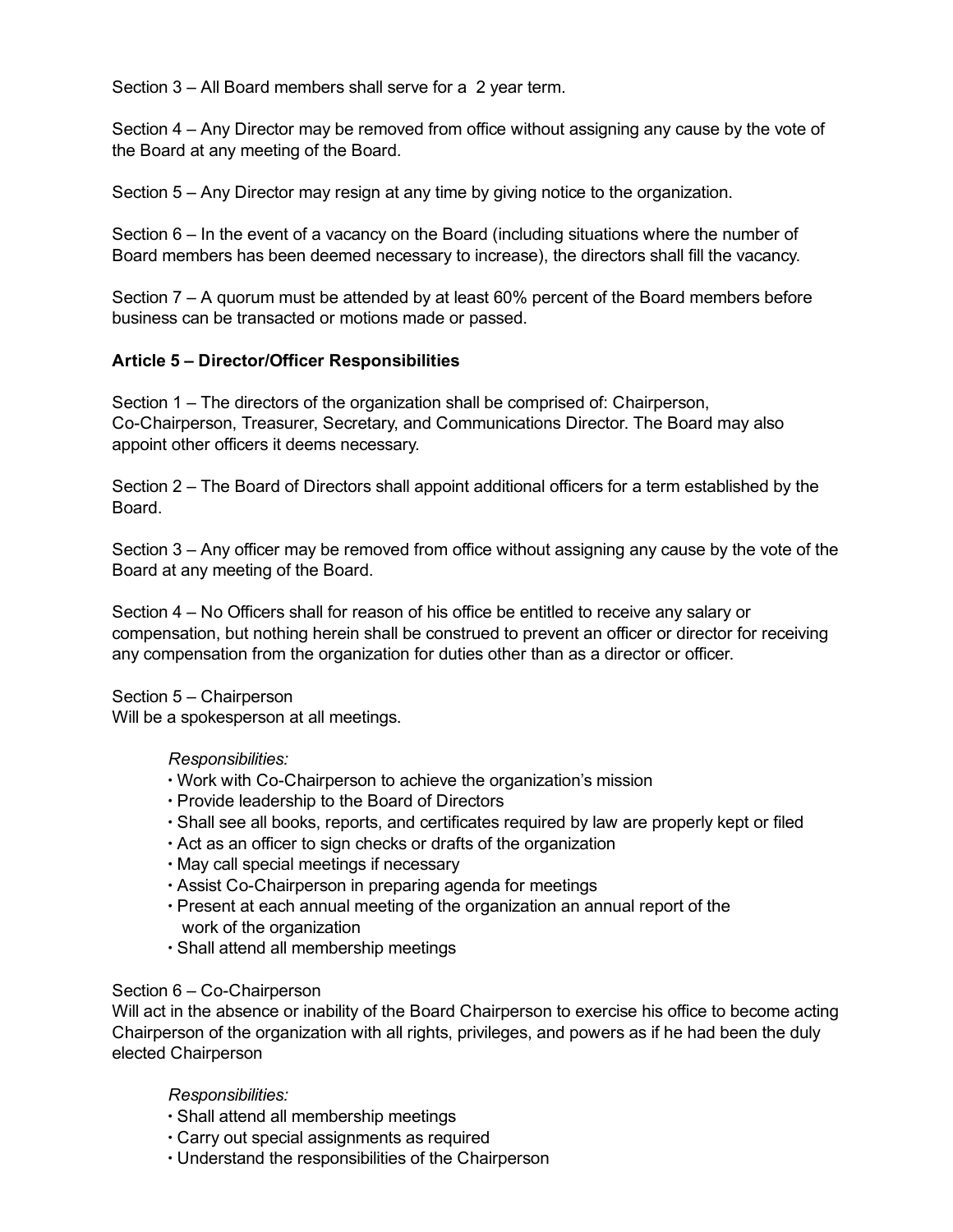Section 3 – All Board members shall serve for a 2 year term.

Section 4 – Any Director may be removed from office without assigning any cause by the vote of the Board at any meeting of the Board.

Section 5 – Any Director may resign at any time by giving notice to the organization.

Section 6 – In the event of a vacancy on the Board (including situations where the number of Board members has been deemed necessary to increase), the directors shall fill the vacancy.

Section 7 – A quorum must be attended by at least 60% percent of the Board members before business can be transacted or motions made or passed.

**Article 5 – Director/Officer Responsibilities**

Section 1 – The directors of the organization shall be comprised of: Chairperson, Co-Chairperson, Treasurer, Secretary, and Communications Director. The Board may also appoint other officers it deems necessary.

Section 2 – The Board of Directors shall appoint additional officers for a term established by the Board.

Section 3 – Any officer may be removed from office without assigning any cause by the vote of the Board at any meeting of the Board.

Section 4 – No Officers shall for reason of his office be entitled to receive any salary or compensation, but nothing herein shall be construed to prevent an officer or director for receiving any compensation from the organization for duties other than as a director or officer.

Section 5 – Chairperson
Will be a spokesperson at all meetings.

*Responsibilities:*

- Work with Co-Chairperson to achieve the organization's mission
- Provide leadership to the Board of Directors
- Shall see all books, reports, and certificates required by law are properly kept or filed
- Act as an officer to sign checks or drafts of the organization
- May call special meetings if necessary
- Assist Co-Chairperson in preparing agenda for meetings
- Present at each annual meeting of the organization an annual report of the work of the organization
- Shall attend all membership meetings

Section 6 – Co-Chairperson
Will act in the absence or inability of the Board Chairperson to exercise his office to become acting Chairperson of the organization with all rights, privileges, and powers as if he had been the duly elected Chairperson

*Responsibilities:*

- Shall attend all membership meetings
- Carry out special assignments as required
- Understand the responsibilities of the Chairperson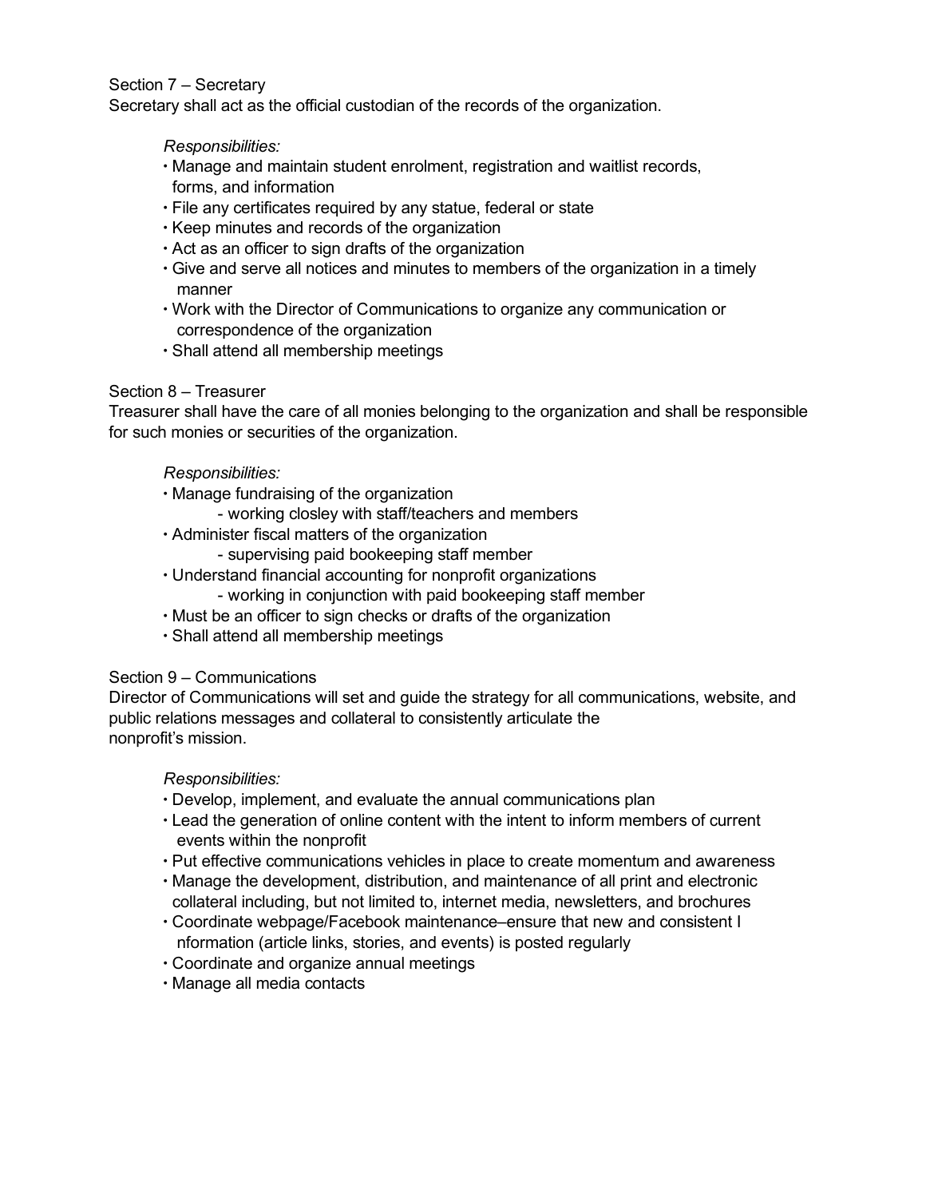Section 7 – Secretary
Secretary shall act as the official custodian of the records of the organization.

*Responsibilities:*
- Manage and maintain student enrolment, registration and waitlist records, forms, and information
- File any certificates required by any statue, federal or state
- Keep minutes and records of the organization
- Act as an officer to sign drafts of the organization
- Give and serve all notices and minutes to members of the organization in a timely manner
- Work with the Director of Communications to organize any communication or correspondence of the organization
- Shall attend all membership meetings

Section 8 – Treasurer
Treasurer shall have the care of all monies belonging to the organization and shall be responsible for such monies or securities of the organization.

*Responsibilities:*
- Manage fundraising of the organization
    - working closley with staff/teachers and members
- Administer fiscal matters of the organization
    - supervising paid bookeeping staff member
- Understand financial accounting for nonprofit organizations
    - working in conjunction with paid bookeeping staff member
- Must be an officer to sign checks or drafts of the organization
- Shall attend all membership meetings

Section 9 – Communications
Director of Communications will set and guide the strategy for all communications, website, and public relations messages and collateral to consistently articulate the nonprofit's mission.

*Responsibilities:*
- Develop, implement, and evaluate the annual communications plan
- Lead the generation of online content with the intent to inform members of current events within the nonprofit
- Put effective communications vehicles in place to create momentum and awareness
- Manage the development, distribution, and maintenance of all print and electronic collateral including, but not limited to, internet media, newsletters, and brochures
- Coordinate webpage/Facebook maintenance–ensure that new and consistent I nformation (article links, stories, and events) is posted regularly
- Coordinate and organize annual meetings
- Manage all media contacts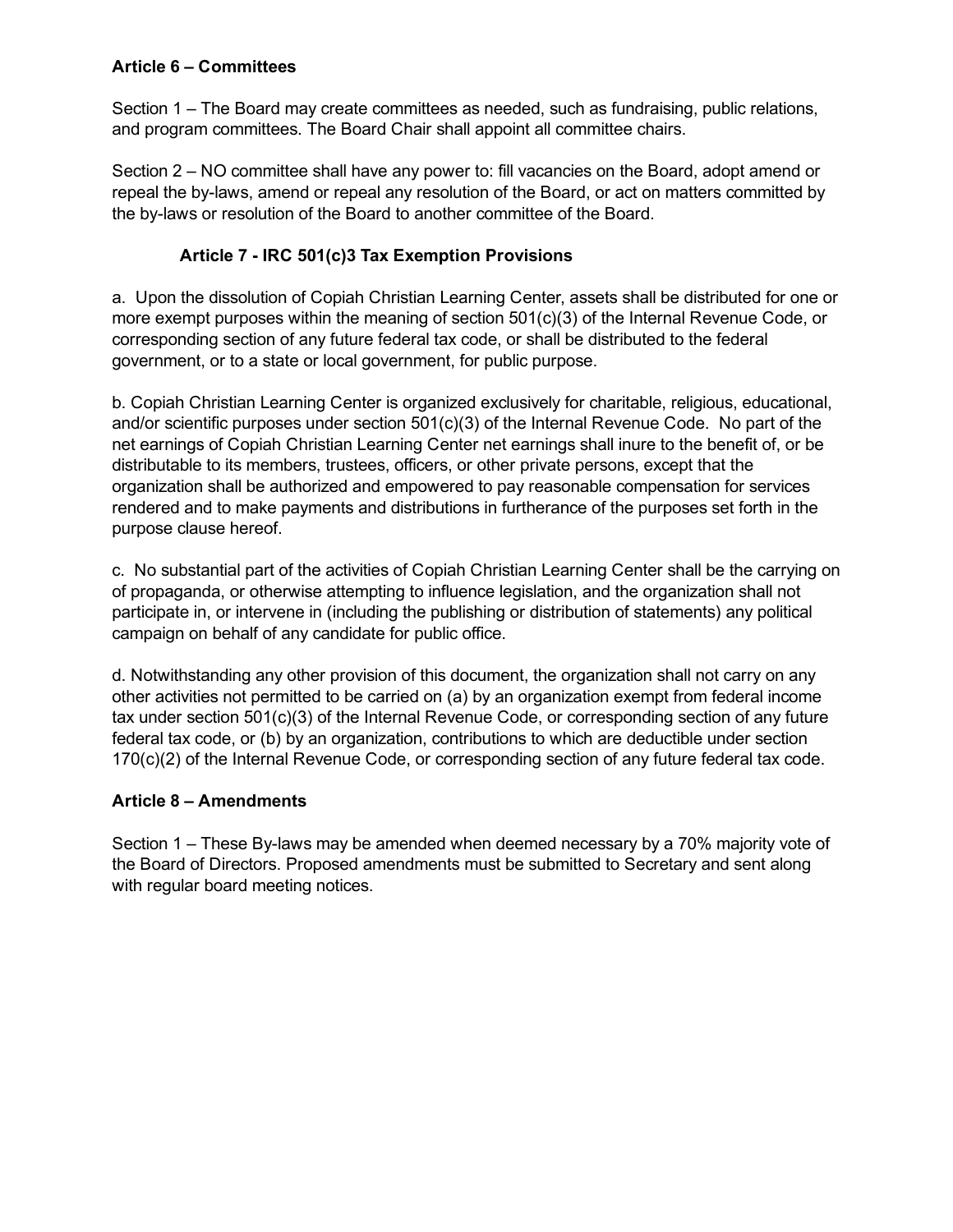**Article 6 – Committees**

Section 1 – The Board may create committees as needed, such as fundraising, public relations, and program committees. The Board Chair shall appoint all committee chairs.

Section 2 – NO committee shall have any power to: fill vacancies on the Board, adopt amend or repeal the by-laws, amend or repeal any resolution of the Board, or act on matters committed by the by-laws or resolution of the Board to another committee of the Board.

**Article 7 - IRC 501(c)3 Tax Exemption Provisions**

a. Upon the dissolution of Copiah Christian Learning Center, assets shall be distributed for one or more exempt purposes within the meaning of section 501(c)(3) of the Internal Revenue Code, or corresponding section of any future federal tax code, or shall be distributed to the federal government, or to a state or local government, for public purpose.

b. Copiah Christian Learning Center is organized exclusively for charitable, religious, educational, and/or scientific purposes under section 501(c)(3) of the Internal Revenue Code. No part of the net earnings of Copiah Christian Learning Center net earnings shall inure to the benefit of, or be distributable to its members, trustees, officers, or other private persons, except that the organization shall be authorized and empowered to pay reasonable compensation for services rendered and to make payments and distributions in furtherance of the purposes set forth in the purpose clause hereof.

c. No substantial part of the activities of Copiah Christian Learning Center shall be the carrying on of propaganda, or otherwise attempting to influence legislation, and the organization shall not participate in, or intervene in (including the publishing or distribution of statements) any political campaign on behalf of any candidate for public office.

d. Notwithstanding any other provision of this document, the organization shall not carry on any other activities not permitted to be carried on (a) by an organization exempt from federal income tax under section 501(c)(3) of the Internal Revenue Code, or corresponding section of any future federal tax code, or (b) by an organization, contributions to which are deductible under section 170(c)(2) of the Internal Revenue Code, or corresponding section of any future federal tax code.

**Article 8 – Amendments**

Section 1 – These By-laws may be amended when deemed necessary by a 70% majority vote of the Board of Directors. Proposed amendments must be submitted to Secretary and sent along with regular board meeting notices.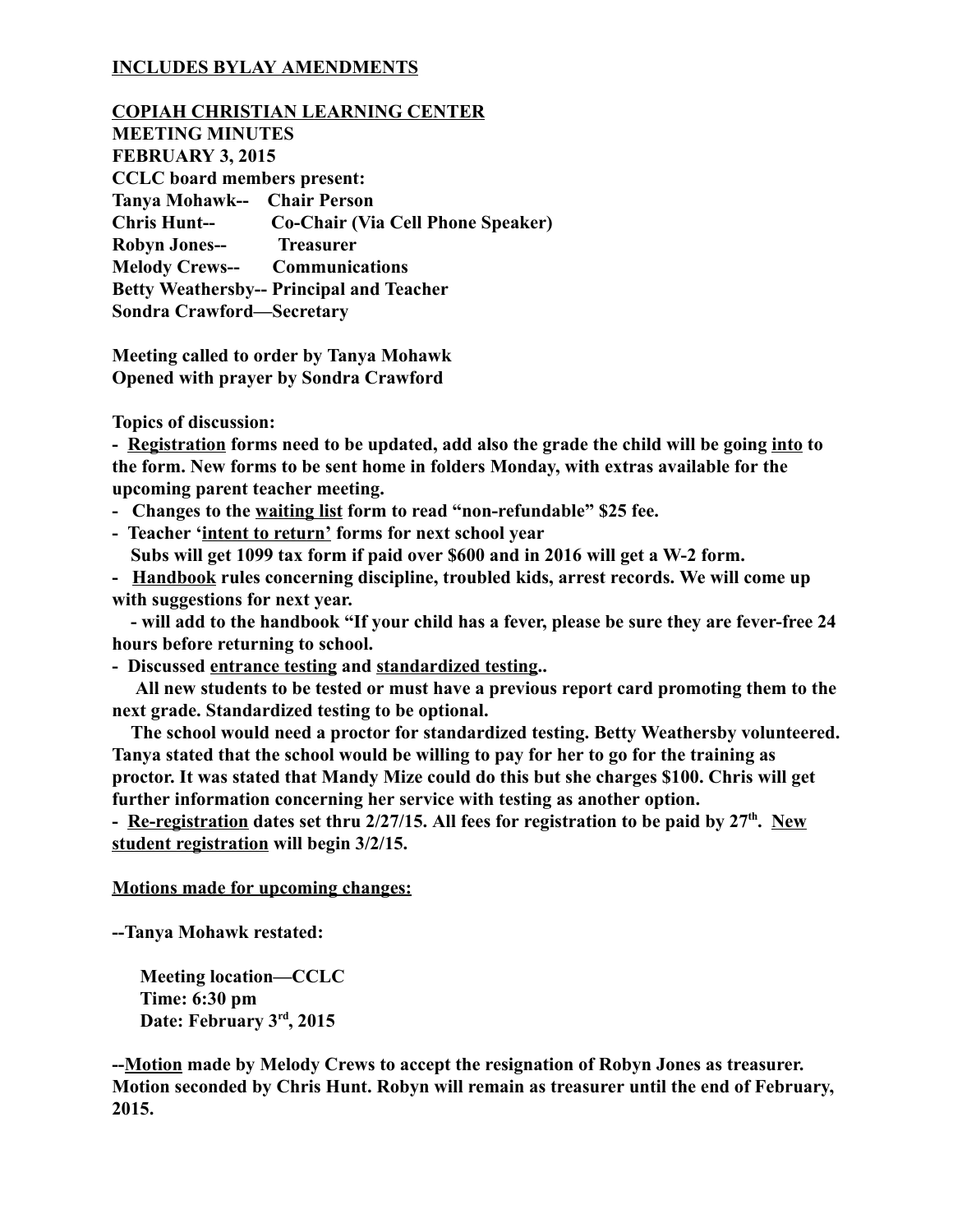**INCLUDES BYLAY AMENDMENTS**

**COPIAH CHRISTIAN LEARNING CENTER**
**MEETING MINUTES**
**FEBRUARY 3, 2015**
**CCLC board members present:**
**Tanya Mohawk-- Chair Person**
**Chris Hunt-- Co-Chair (Via Cell Phone Speaker)**
**Robyn Jones-- Treasurer**
**Melody Crews-- Communications**
**Betty Weathersby-- Principal and Teacher**
**Sondra Crawford—Secretary**

**Meeting called to order by Tanya Mohawk**
**Opened with prayer by Sondra Crawford**

**Topics of discussion:**

**- Registration forms need to be updated, add also the grade the child will be going into to the form. New forms to be sent home in folders Monday, with extras available for the upcoming parent teacher meeting.**

**- Changes to the waiting list form to read "non-refundable" $25 fee.**

**- Teacher 'intent to return' forms for next school year**
**Subs will get 1099 tax form if paid over $600 and in 2016 will get a W-2 form.**

**- Handbook rules concerning discipline, troubled kids, arrest records. We will come up with suggestions for next year.**
**- will add to the handbook "If your child has a fever, please be sure they are fever-free 24 hours before returning to school.**

**- Discussed entrance testing and standardized testing..**
**All new students to be tested or must have a previous report card promoting them to the next grade. Standardized testing to be optional.**
**The school would need a proctor for standardized testing. Betty Weathersby volunteered. Tanya stated that the school would be willing to pay for her to go for the training as proctor. It was stated that Mandy Mize could do this but she charges $100. Chris will get further information concerning her service with testing as another option.**

**- Re-registration dates set thru 2/27/15. All fees for registration to be paid by 27th. New student registration will begin 3/2/15.**

**Motions made for upcoming changes:**

**--Tanya Mohawk restated:**

**Meeting location—CCLC**
**Time: 6:30 pm**
**Date: February 3rd, 2015**

**--Motion made by Melody Crews to accept the resignation of Robyn Jones as treasurer. Motion seconded by Chris Hunt. Robyn will remain as treasurer until the end of February, 2015.**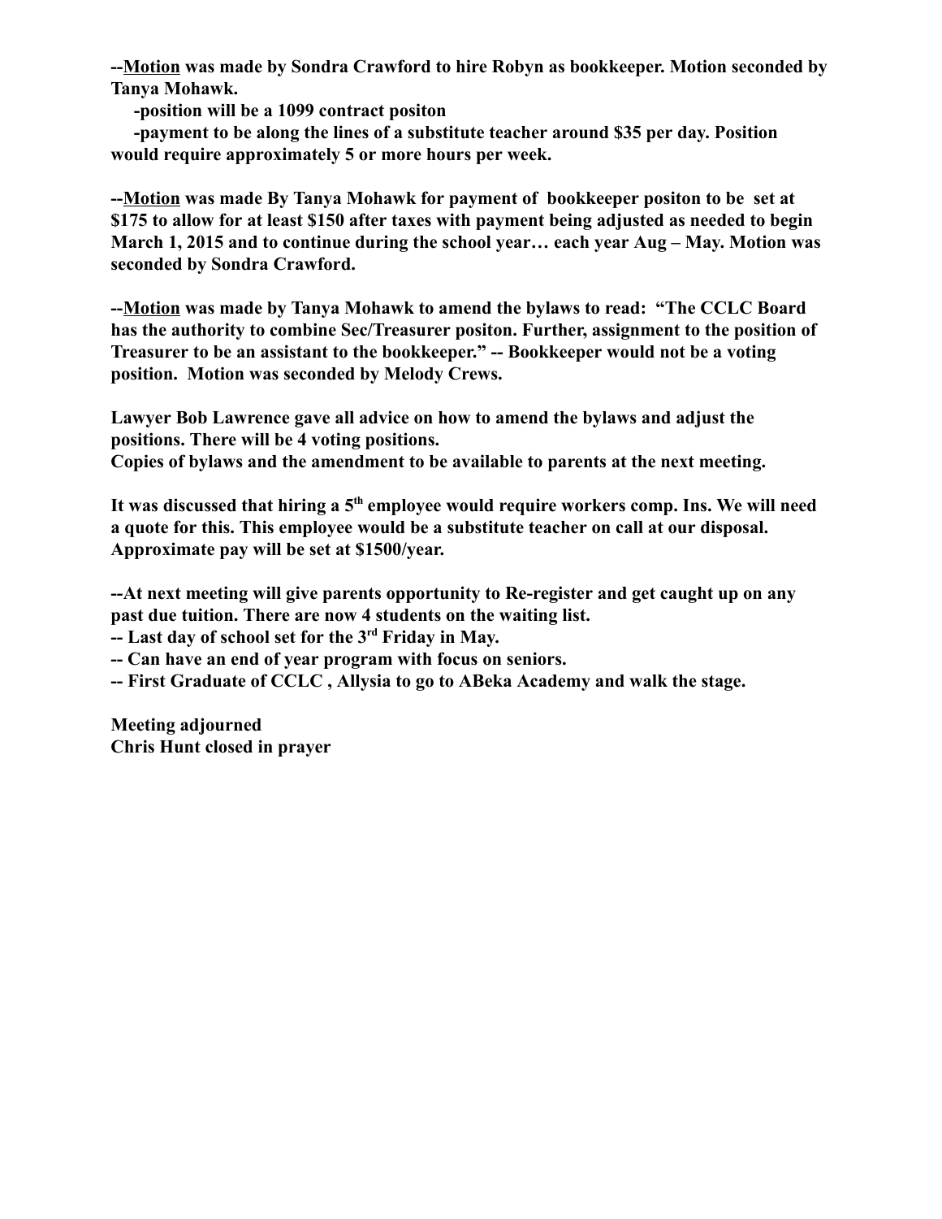**--<u>Motion</u> was made by Sondra Crawford to hire Robyn as bookkeeper. Motion seconded by Tanya Mohawk.**

**-position will be a 1099 contract positon**

**-payment to be along the lines of a substitute teacher around $35 per day. Position would require approximately 5 or more hours per week.**

**--<u>Motion</u> was made By Tanya Mohawk for payment of bookkeeper positon to be set at $175 to allow for at least $150 after taxes with payment being adjusted as needed to begin March 1, 2015 and to continue during the school year… each year Aug – May. Motion was seconded by Sondra Crawford.**

**--<u>Motion</u> was made by Tanya Mohawk to amend the bylaws to read: "The CCLC Board has the authority to combine Sec/Treasurer positon. Further, assignment to the position of Treasurer to be an assistant to the bookkeeper." -- Bookkeeper would not be a voting position. Motion was seconded by Melody Crews.**

**Lawyer Bob Lawrence gave all advice on how to amend the bylaws and adjust the positions. There will be 4 voting positions.**
**Copies of bylaws and the amendment to be available to parents at the next meeting.**

**It was discussed that hiring a 5th employee would require workers comp. Ins. We will need a quote for this. This employee would be a substitute teacher on call at our disposal. Approximate pay will be set at $1500/year.**

**--At next meeting will give parents opportunity to Re-register and get caught up on any past due tuition. There are now 4 students on the waiting list.**
**-- Last day of school set for the 3rd Friday in May.**
**-- Can have an end of year program with focus on seniors.**
**-- First Graduate of CCLC , Allysia to go to ABeka Academy and walk the stage.**

**Meeting adjourned**
**Chris Hunt closed in prayer**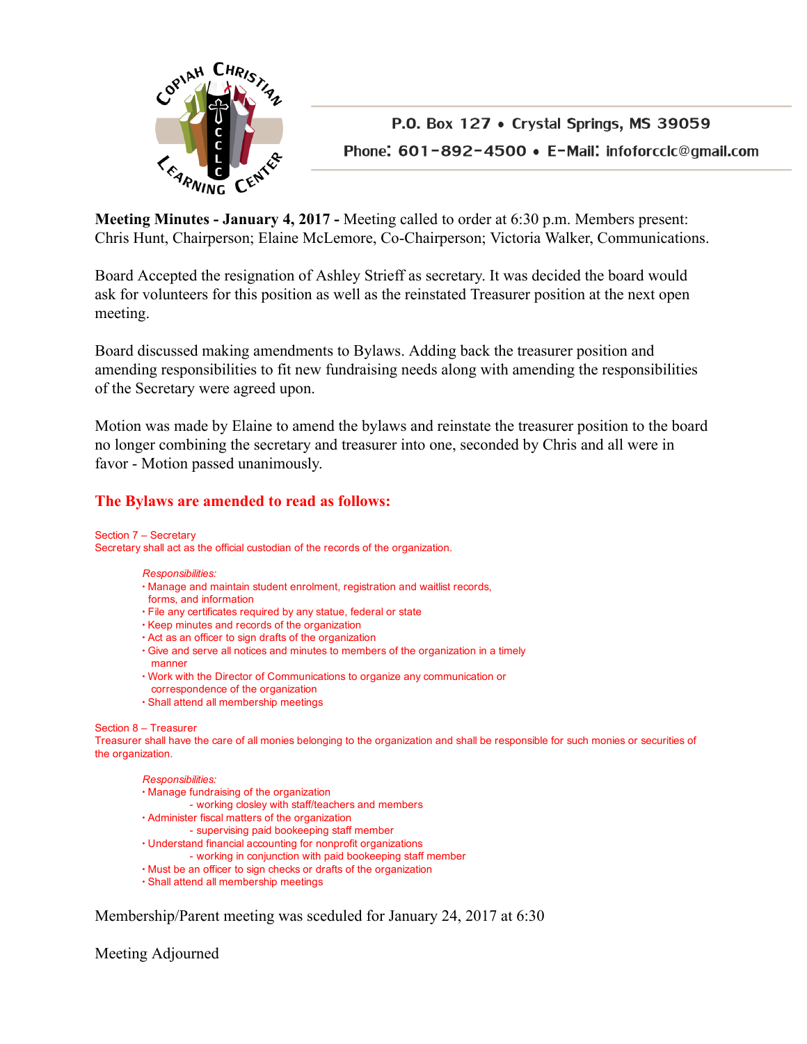Copiah Christian Learning Center

P.O. Box 127 • Crystal Springs, MS 39059

Phone: 601-892-4500 • E-Mail: infoforcclc@gmail.com

**Meeting Minutes - January 4, 2017 -** Meeting called to order at 6:30 p.m. Members present: Chris Hunt, Chairperson; Elaine McLemore, Co-Chairperson; Victoria Walker, Communications.

Board Accepted the resignation of Ashley Strieff as secretary. It was decided the board would ask for volunteers for this position as well as the reinstated Treasurer position at the next open meeting.

Board discussed making amendments to Bylaws. Adding back the treasurer position and amending responsibilities to fit new fundraising needs along with amending the responsibilities of the Secretary were agreed upon.

Motion was made by Elaine to amend the bylaws and reinstate the treasurer position to the board no longer combining the secretary and treasurer into one, seconded by Chris and all were in favor - Motion passed unanimously.

## The Bylaws are amended to read as follows:

Section 7 – Secretary
Secretary shall act as the official custodian of the records of the organization.

*Responsibilities:*

- Manage and maintain student enrolment, registration and waitlist records, forms, and information
- File any certificates required by any statue, federal or state
- Keep minutes and records of the organization
- Act as an officer to sign drafts of the organization
- Give and serve all notices and minutes to members of the organization in a timely manner
- Work with the Director of Communications to organize any communication or correspondence of the organization
- Shall attend all membership meetings

Section 8 – Treasurer
Treasurer shall have the care of all monies belonging to the organization and shall be responsible for such monies or securities of the organization.

*Responsibilities:*

- Manage fundraising of the organization
  - working closley with staff/teachers and members
- Administer fiscal matters of the organization
  - supervising paid bookeeping staff member
- Understand financial accounting for nonprofit organizations
  - working in conjunction with paid bookeeping staff member
- Must be an officer to sign checks or drafts of the organization
- Shall attend all membership meetings

Membership/Parent meeting was sceduled for January 24, 2017 at 6:30

Meeting Adjourned